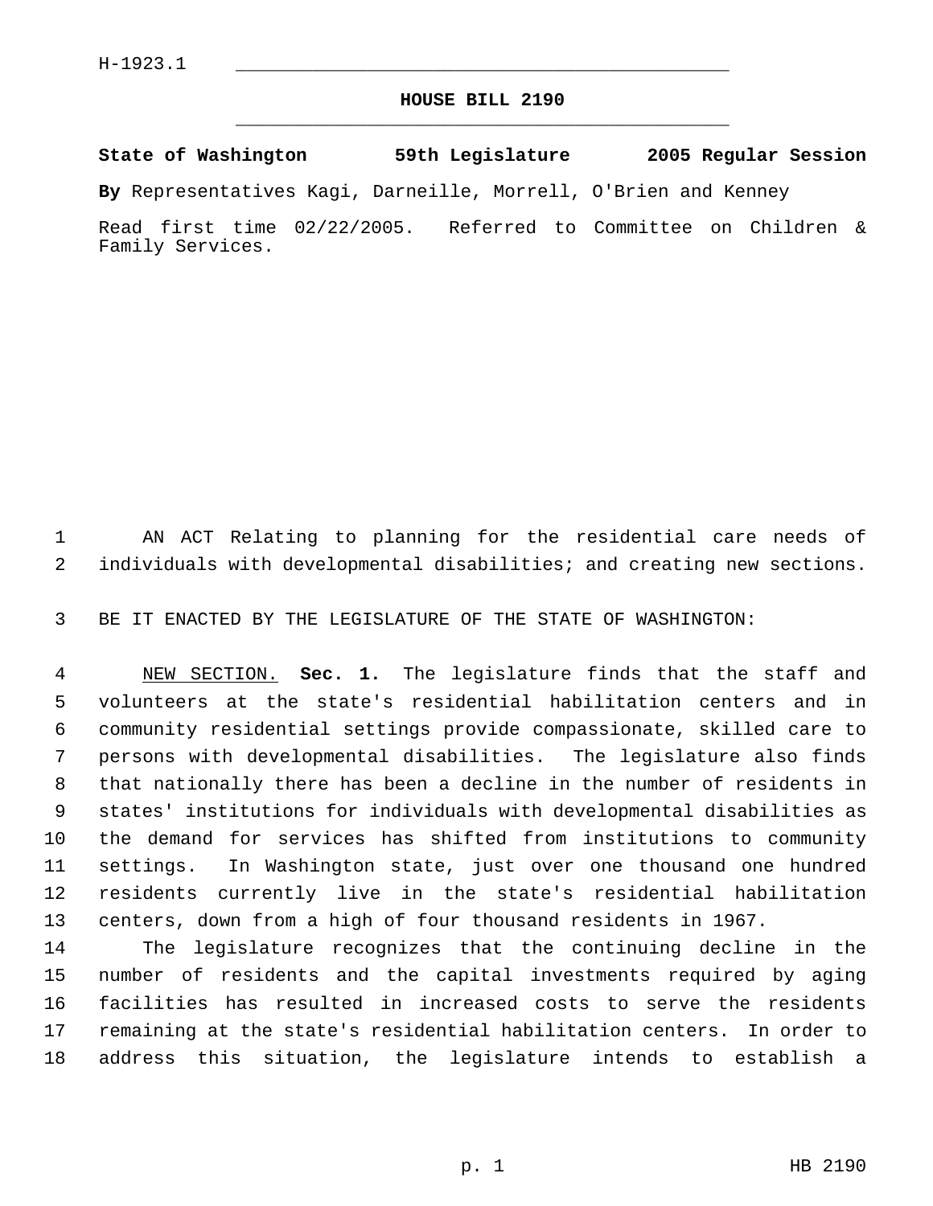H-1923.1

# HOUSE BILL 2190

**State of Washington 59th Legislature 2005 Regular Session**

**By** Representatives Kagi, Darneille, Morrell, O'Brien and Kenney

Read first time 02/22/2005. Referred to Committee on Children & Family Services.

AN ACT Relating to planning for the residential care needs of individuals with developmental disabilities; and creating new sections.

BE IT ENACTED BY THE LEGISLATURE OF THE STATE OF WASHINGTON:

NEW SECTION. **Sec. 1.** The legislature finds that the staff and volunteers at the state's residential habilitation centers and in community residential settings provide compassionate, skilled care to persons with developmental disabilities. The legislature also finds that nationally there has been a decline in the number of residents in states' institutions for individuals with developmental disabilities as the demand for services has shifted from institutions to community settings. In Washington state, just over one thousand one hundred residents currently live in the state's residential habilitation centers, down from a high of four thousand residents in 1967.

The legislature recognizes that the continuing decline in the number of residents and the capital investments required by aging facilities has resulted in increased costs to serve the residents remaining at the state's residential habilitation centers. In order to address this situation, the legislature intends to establish a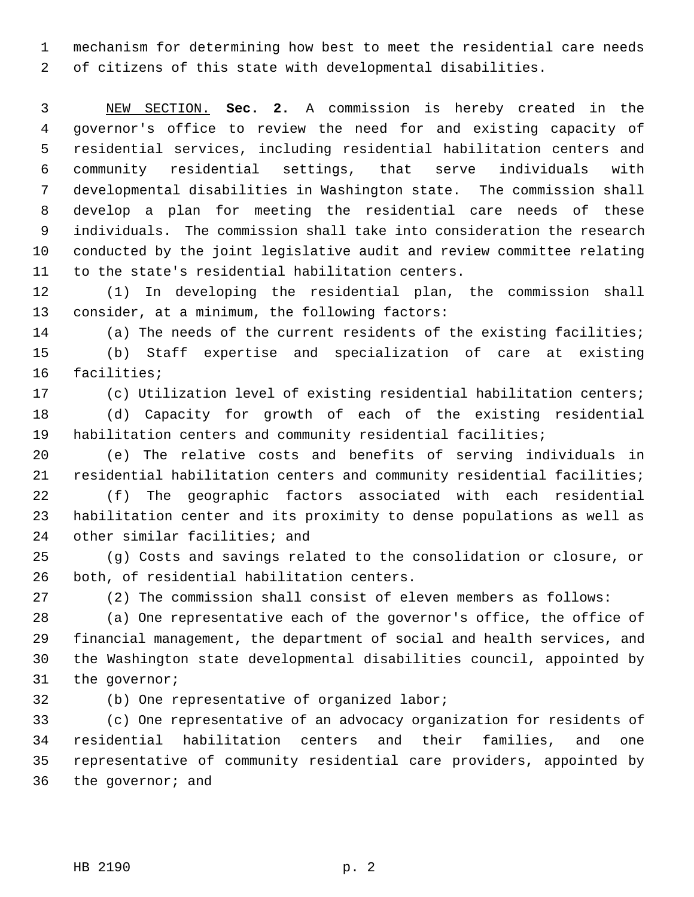mechanism for determining how best to meet the residential care needs of citizens of this state with developmental disabilities.

NEW SECTION. **Sec. 2.** A commission is hereby created in the governor's office to review the need for and existing capacity of residential services, including residential habilitation centers and community residential settings, that serve individuals with developmental disabilities in Washington state. The commission shall develop a plan for meeting the residential care needs of these individuals. The commission shall take into consideration the research conducted by the joint legislative audit and review committee relating to the state's residential habilitation centers.

(1) In developing the residential plan, the commission shall consider, at a minimum, the following factors:

(a) The needs of the current residents of the existing facilities;

(b) Staff expertise and specialization of care at existing facilities;

(c) Utilization level of existing residential habilitation centers;

(d) Capacity for growth of each of the existing residential habilitation centers and community residential facilities;

(e) The relative costs and benefits of serving individuals in residential habilitation centers and community residential facilities;

(f) The geographic factors associated with each residential habilitation center and its proximity to dense populations as well as other similar facilities; and

(g) Costs and savings related to the consolidation or closure, or both, of residential habilitation centers.

(2) The commission shall consist of eleven members as follows:

(a) One representative each of the governor's office, the office of financial management, the department of social and health services, and the Washington state developmental disabilities council, appointed by the governor;

(b) One representative of organized labor;

(c) One representative of an advocacy organization for residents of residential habilitation centers and their families, and one representative of community residential care providers, appointed by the governor; and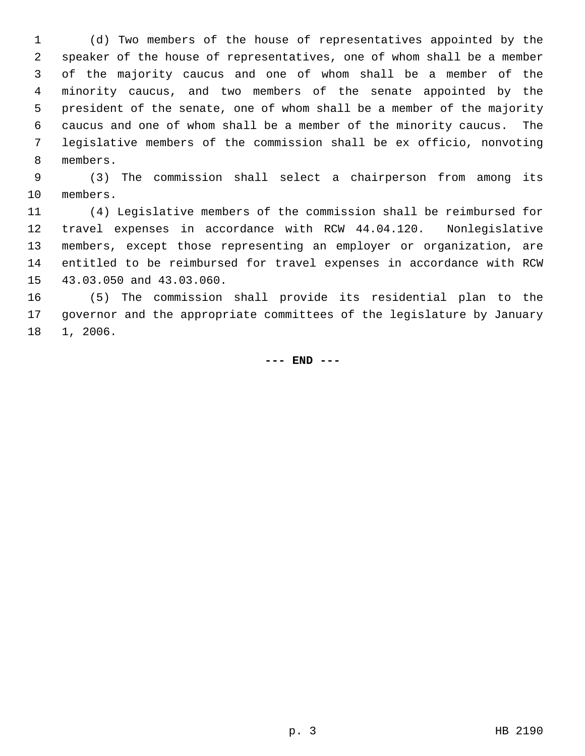(d) Two members of the house of representatives appointed by the speaker of the house of representatives, one of whom shall be a member of the majority caucus and one of whom shall be a member of the minority caucus, and two members of the senate appointed by the president of the senate, one of whom shall be a member of the majority caucus and one of whom shall be a member of the minority caucus. The legislative members of the commission shall be ex officio, nonvoting members.

(3) The commission shall select a chairperson from among its members.

(4) Legislative members of the commission shall be reimbursed for travel expenses in accordance with RCW 44.04.120. Nonlegislative members, except those representing an employer or organization, are entitled to be reimbursed for travel expenses in accordance with RCW 43.03.050 and 43.03.060.

(5) The commission shall provide its residential plan to the governor and the appropriate committees of the legislature by January 1, 2006.

**--- END ---**